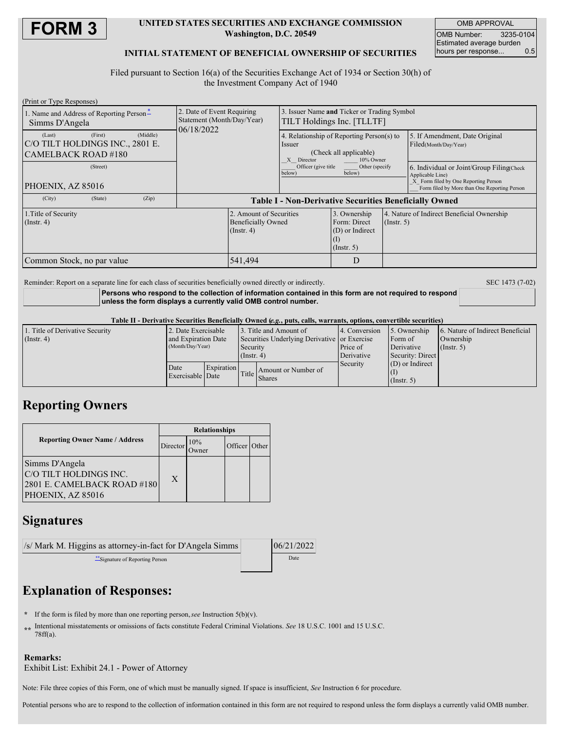# FORM 3

**UNITED STATES SECURITIES AND EXCHANGE COMMISSION**
**Washington, D.C. 20549**

**INITIAL STATEMENT OF BENEFICIAL OWNERSHIP OF SECURITIES**

| OMB APPROVAL | |
|---|---|
| OMB Number: | 3235-0104 |
| Estimated average burden hours per response... | 0.5 |

Filed pursuant to Section 16(a) of the Securities Exchange Act of 1934 or Section 30(h) of the Investment Company Act of 1940

(Print or Type Responses)

| 1. Name and Address of Reporting Person* | 2. Date of Event Requiring Statement (Month/Day/Year) | 3. Issuer Name and Ticker or Trading Symbol |
|---|---|---|
| Simms D'Angela (Last) (First) (Middle) C/O TILT HOLDINGS INC., 2801 E. CAMELBACK ROAD #180 (Street) PHOENIX, AZ 85016 (City) (State) (Zip) | 06/18/2022 | TILT Holdings Inc. [TLLTF] |

4. Relationship of Reporting Person(s) to Issuer (Check all applicable)
X Director
___ 10% Owner
___ Officer (give title below)
___ Other (specify below)

5. If Amendment, Date Original Filed (Month/Day/Year)

6. Individual or Joint/Group Filing (Check Applicable Line)
_X_ Form filed by One Reporting Person
___ Form filed by More than One Reporting Person

**Table I - Non-Derivative Securities Beneficially Owned**

| 1.Title of Security (Instr. 4) | 2. Amount of Securities Beneficially Owned (Instr. 4) | 3. Ownership Form: Direct (D) or Indirect (I) (Instr. 5) | 4. Nature of Indirect Beneficial Ownership (Instr. 5) |
|---|---|---|---|
| Common Stock, no par value | 541,494 | D | |

Reminder: Report on a separate line for each class of securities beneficially owned directly or indirectly.

SEC 1473 (7-02)

**Persons who respond to the collection of information contained in this form are not required to respond unless the form displays a currently valid OMB control number.**

**Table II - Derivative Securities Beneficially Owned (*e.g.*, puts, calls, warrants, options, convertible securities)**

| 1. Title of Derivative Security (Instr. 4) | 2. Date Exercisable and Expiration Date (Month/Day/Year) | | 3. Title and Amount of Securities Underlying Derivative Security (Instr. 4) | | 4. Conversion or Exercise Price of Derivative Security | 5. Ownership Form of Derivative Security: Direct (D) or Indirect (I) (Instr. 5) | 6. Nature of Indirect Beneficial Ownership (Instr. 5) |
|---|---|---|---|---|---|---|---|
| | Date Exercisable | Expiration Date | Title | Amount or Number of Shares | | | |

## Reporting Owners

| Reporting Owner Name / Address | Relationships | | | |
|---|---|---|---|---|
| | Director | 10% Owner | Officer | Other |
| Simms D'Angela C/O TILT HOLDINGS INC. 2801 E. CAMELBACK ROAD #180 PHOENIX, AZ 85016 | X | | | |

## Signatures

| /s/ Mark M. Higgins as attorney-in-fact for D'Angela Simms | 06/21/2022 |
|---|---|
| **Signature of Reporting Person | Date |

## Explanation of Responses:

\* If the form is filed by more than one reporting person, *see* Instruction 5(b)(v).

\*\* Intentional misstatements or omissions of facts constitute Federal Criminal Violations. *See* 18 U.S.C. 1001 and 15 U.S.C. 78ff(a).

**Remarks:**
Exhibit List: Exhibit 24.1 - Power of Attorney

Note: File three copies of this Form, one of which must be manually signed. If space is insufficient, *See* Instruction 6 for procedure.

Potential persons who are to respond to the collection of information contained in this form are not required to respond unless the form displays a currently valid OMB number.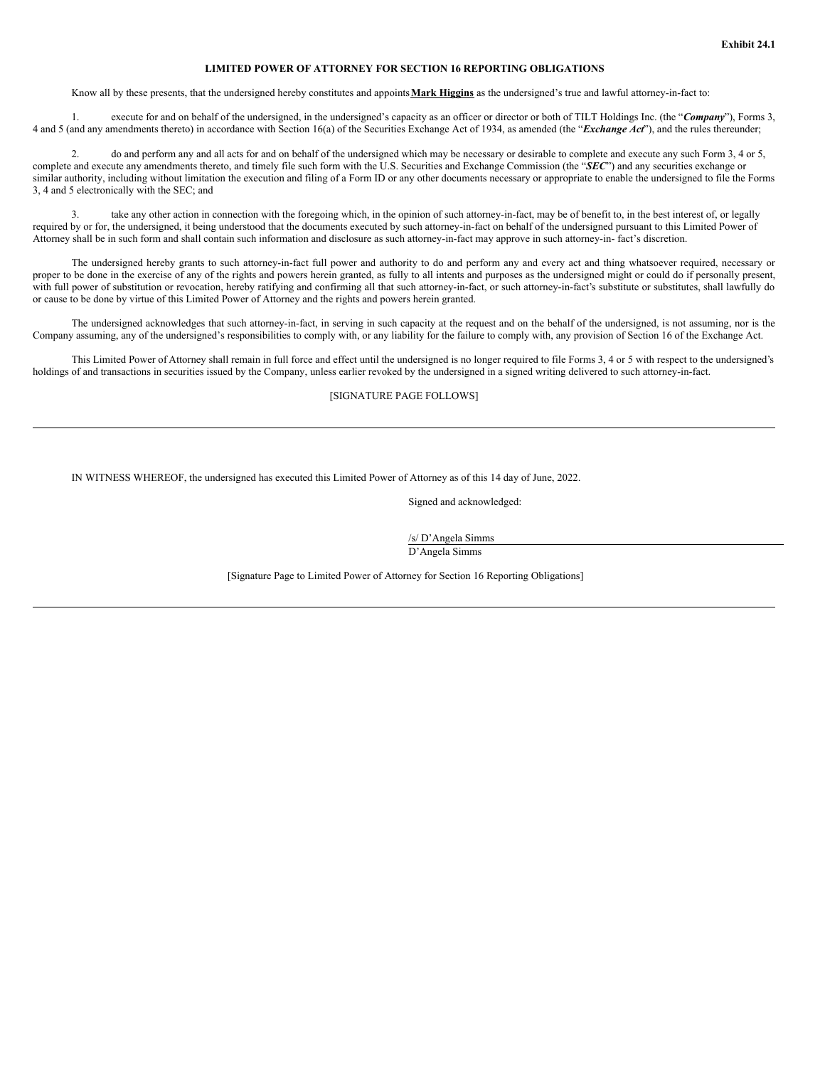**Exhibit 24.1**

**LIMITED POWER OF ATTORNEY FOR SECTION 16 REPORTING OBLIGATIONS**

Know all by these presents, that the undersigned hereby constitutes and appoints **Mark Higgins** as the undersigned's true and lawful attorney-in-fact to:

1. execute for and on behalf of the undersigned, in the undersigned's capacity as an officer or director or both of TILT Holdings Inc. (the "***Company***"), Forms 3, 4 and 5 (and any amendments thereto) in accordance with Section 16(a) of the Securities Exchange Act of 1934, as amended (the "***Exchange Act***"), and the rules thereunder;

2. do and perform any and all acts for and on behalf of the undersigned which may be necessary or desirable to complete and execute any such Form 3, 4 or 5, complete and execute any amendments thereto, and timely file such form with the U.S. Securities and Exchange Commission (the "***SEC***") and any securities exchange or similar authority, including without limitation the execution and filing of a Form ID or any other documents necessary or appropriate to enable the undersigned to file the Forms 3, 4 and 5 electronically with the SEC; and

3. take any other action in connection with the foregoing which, in the opinion of such attorney-in-fact, may be of benefit to, in the best interest of, or legally required by or for, the undersigned, it being understood that the documents executed by such attorney-in-fact on behalf of the undersigned pursuant to this Limited Power of Attorney shall be in such form and shall contain such information and disclosure as such attorney-in-fact may approve in such attorney-in- fact's discretion.

The undersigned hereby grants to such attorney-in-fact full power and authority to do and perform any and every act and thing whatsoever required, necessary or proper to be done in the exercise of any of the rights and powers herein granted, as fully to all intents and purposes as the undersigned might or could do if personally present, with full power of substitution or revocation, hereby ratifying and confirming all that such attorney-in-fact, or such attorney-in-fact's substitute or substitutes, shall lawfully do or cause to be done by virtue of this Limited Power of Attorney and the rights and powers herein granted.

The undersigned acknowledges that such attorney-in-fact, in serving in such capacity at the request and on the behalf of the undersigned, is not assuming, nor is the Company assuming, any of the undersigned's responsibilities to comply with, or any liability for the failure to comply with, any provision of Section 16 of the Exchange Act.

This Limited Power of Attorney shall remain in full force and effect until the undersigned is no longer required to file Forms 3, 4 or 5 with respect to the undersigned's holdings of and transactions in securities issued by the Company, unless earlier revoked by the undersigned in a signed writing delivered to such attorney-in-fact.

[SIGNATURE PAGE FOLLOWS]

---

IN WITNESS WHEREOF, the undersigned has executed this Limited Power of Attorney as of this 14 day of June, 2022.

Signed and acknowledged:

/s/ D'Angela Simms
D'Angela Simms

[Signature Page to Limited Power of Attorney for Section 16 Reporting Obligations]